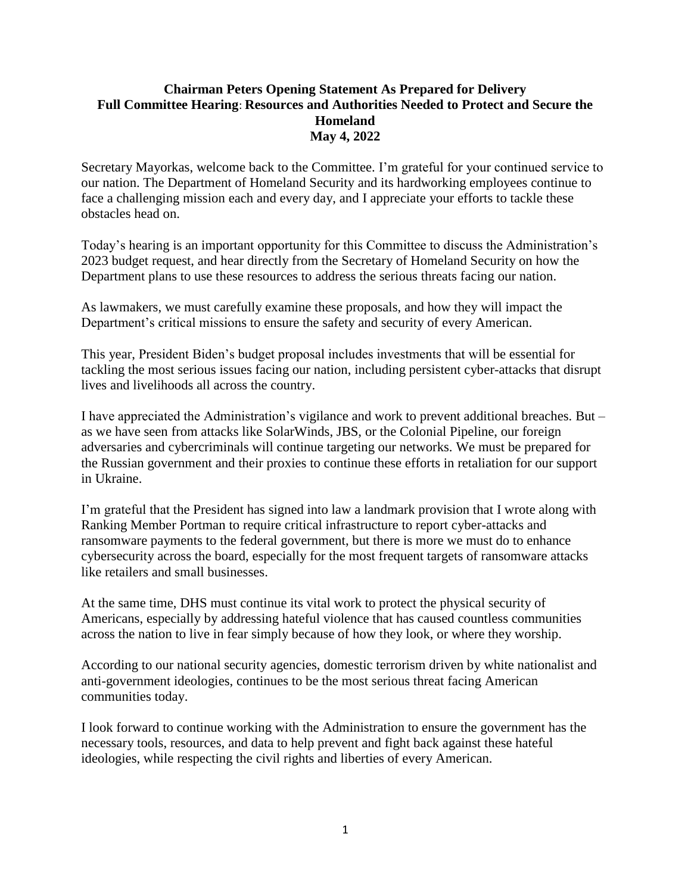**Chairman Peters Opening Statement As Prepared for Delivery**
**Full Committee Hearing: Resources and Authorities Needed to Protect and Secure the Homeland**
**May 4, 2022**

Secretary Mayorkas, welcome back to the Committee. I'm grateful for your continued service to our nation. The Department of Homeland Security and its hardworking employees continue to face a challenging mission each and every day, and I appreciate your efforts to tackle these obstacles head on.

Today's hearing is an important opportunity for this Committee to discuss the Administration's 2023 budget request, and hear directly from the Secretary of Homeland Security on how the Department plans to use these resources to address the serious threats facing our nation.

As lawmakers, we must carefully examine these proposals, and how they will impact the Department's critical missions to ensure the safety and security of every American.

This year, President Biden's budget proposal includes investments that will be essential for tackling the most serious issues facing our nation, including persistent cyber-attacks that disrupt lives and livelihoods all across the country.

I have appreciated the Administration's vigilance and work to prevent additional breaches. But – as we have seen from attacks like SolarWinds, JBS, or the Colonial Pipeline, our foreign adversaries and cybercriminals will continue targeting our networks. We must be prepared for the Russian government and their proxies to continue these efforts in retaliation for our support in Ukraine.

I'm grateful that the President has signed into law a landmark provision that I wrote along with Ranking Member Portman to require critical infrastructure to report cyber-attacks and ransomware payments to the federal government, but there is more we must do to enhance cybersecurity across the board, especially for the most frequent targets of ransomware attacks like retailers and small businesses.

At the same time, DHS must continue its vital work to protect the physical security of Americans, especially by addressing hateful violence that has caused countless communities across the nation to live in fear simply because of how they look, or where they worship.

According to our national security agencies, domestic terrorism driven by white nationalist and anti-government ideologies, continues to be the most serious threat facing American communities today.

I look forward to continue working with the Administration to ensure the government has the necessary tools, resources, and data to help prevent and fight back against these hateful ideologies, while respecting the civil rights and liberties of every American.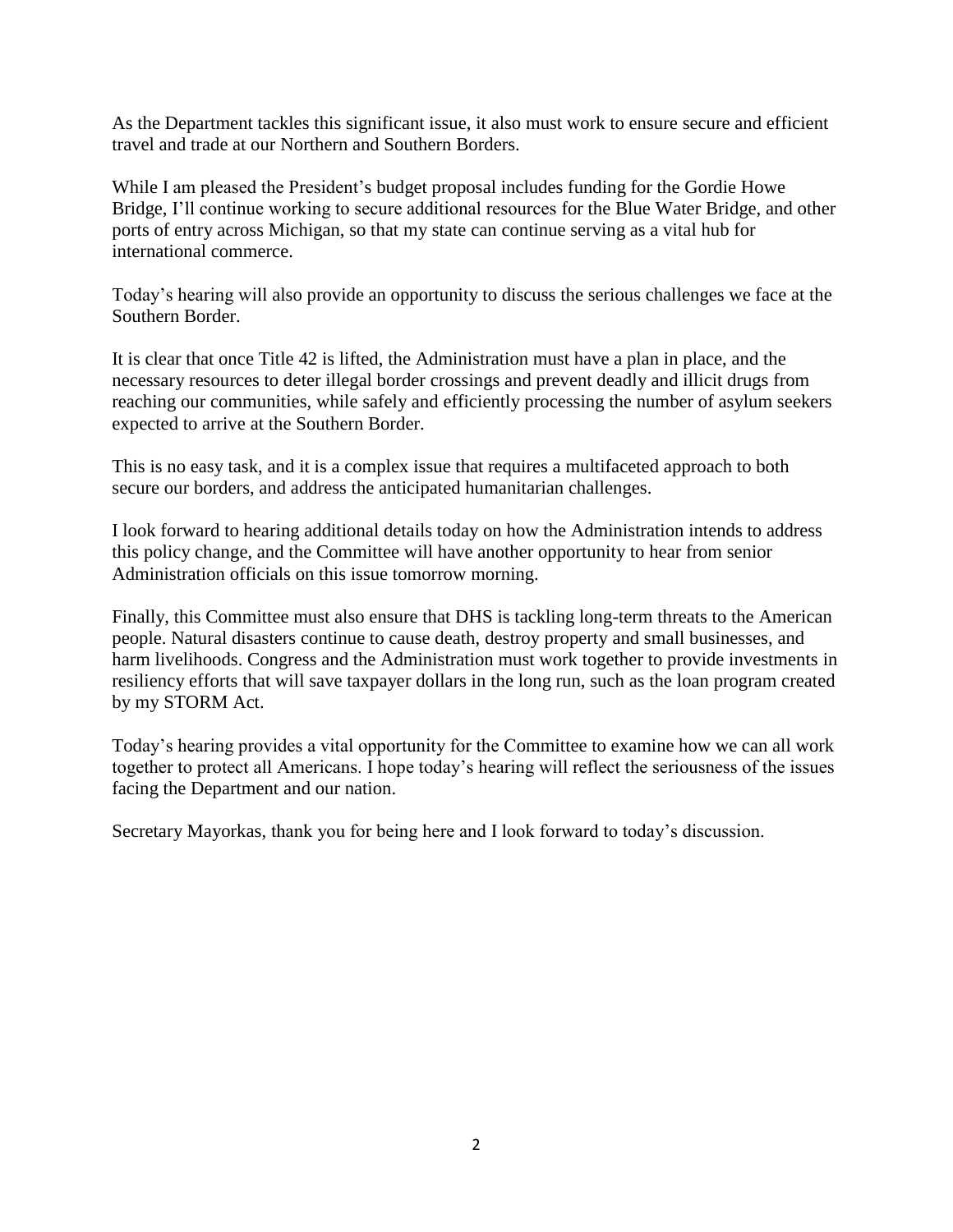As the Department tackles this significant issue, it also must work to ensure secure and efficient travel and trade at our Northern and Southern Borders.

While I am pleased the President's budget proposal includes funding for the Gordie Howe Bridge, I'll continue working to secure additional resources for the Blue Water Bridge, and other ports of entry across Michigan, so that my state can continue serving as a vital hub for international commerce.

Today's hearing will also provide an opportunity to discuss the serious challenges we face at the Southern Border.

It is clear that once Title 42 is lifted, the Administration must have a plan in place, and the necessary resources to deter illegal border crossings and prevent deadly and illicit drugs from reaching our communities, while safely and efficiently processing the number of asylum seekers expected to arrive at the Southern Border.

This is no easy task, and it is a complex issue that requires a multifaceted approach to both secure our borders, and address the anticipated humanitarian challenges.

I look forward to hearing additional details today on how the Administration intends to address this policy change, and the Committee will have another opportunity to hear from senior Administration officials on this issue tomorrow morning.

Finally, this Committee must also ensure that DHS is tackling long-term threats to the American people. Natural disasters continue to cause death, destroy property and small businesses, and harm livelihoods. Congress and the Administration must work together to provide investments in resiliency efforts that will save taxpayer dollars in the long run, such as the loan program created by my STORM Act.

Today's hearing provides a vital opportunity for the Committee to examine how we can all work together to protect all Americans. I hope today's hearing will reflect the seriousness of the issues facing the Department and our nation.

Secretary Mayorkas, thank you for being here and I look forward to today's discussion.